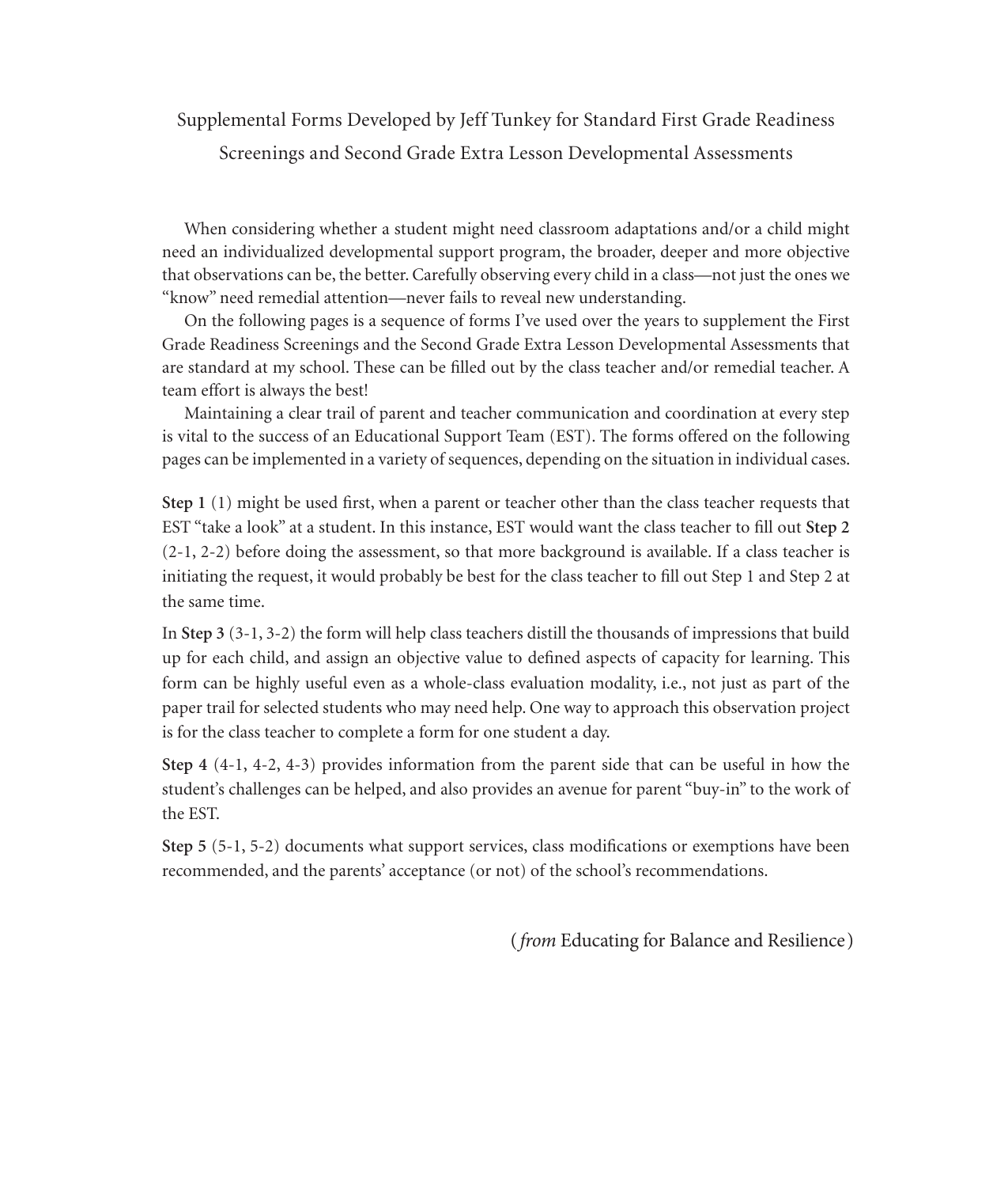# Supplemental Forms Developed by Jeff Tunkey for Standard First Grade Readiness Screenings and Second Grade Extra Lesson Developmental Assessments

When considering whether a student might need classroom adaptations and/or a child might need an individualized developmental support program, the broader, deeper and more objective that observations can be, the better. Carefully observing every child in a class—not just the ones we "know" need remedial attention—never fails to reveal new understanding.

On the following pages is a sequence of forms I've used over the years to supplement the First Grade Readiness Screenings and the Second Grade Extra Lesson Developmental Assessments that are standard at my school. These can be filled out by the class teacher and/or remedial teacher. A team effort is always the best!

Maintaining a clear trail of parent and teacher communication and coordination at every step is vital to the success of an Educational Support Team (EST). The forms offered on the following pages can be implemented in a variety of sequences, depending on the situation in individual cases.

**Step 1** (1) might be used first, when a parent or teacher other than the class teacher requests that EST "take a look" at a student. In this instance, EST would want the class teacher to fill out **Step 2** (2-1, 2-2) before doing the assessment, so that more background is available. If a class teacher is initiating the request, it would probably be best for the class teacher to fill out Step 1 and Step 2 at the same time.

In **Step 3** (3-1, 3-2) the form will help class teachers distill the thousands of impressions that build up for each child, and assign an objective value to defined aspects of capacity for learning. This form can be highly useful even as a whole-class evaluation modality, i.e., not just as part of the paper trail for selected students who may need help. One way to approach this observation project is for the class teacher to complete a form for one student a day.

**Step 4** (4-1, 4-2, 4-3) provides information from the parent side that can be useful in how the student's challenges can be helped, and also provides an avenue for parent "buy-in" to the work of the EST.

**Step 5** (5-1, 5-2) documents what support services, class modifications or exemptions have been recommended, and the parents' acceptance (or not) of the school's recommendations.

(*from* Educating for Balance and Resilience)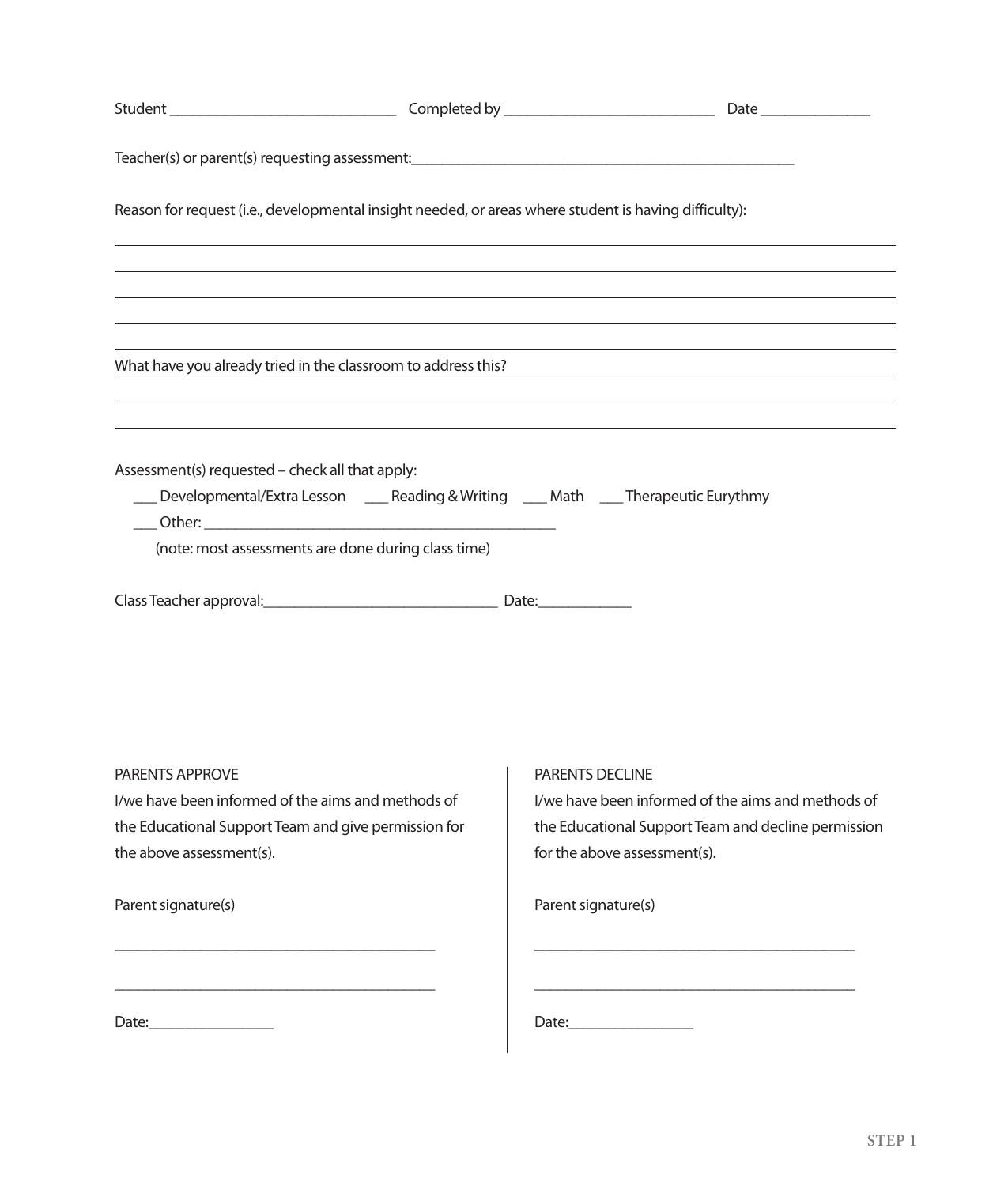Student ______________________________ Completed by ____________________________ Date _______________

Teacher(s) or parent(s) requesting assessment:___________________________________________________

Reason for request (i.e., developmental insight needed, or areas where student is having difficulty):

_______________________________________________________________________________________

_______________________________________________________________________________________

_______________________________________________________________________________________

_______________________________________________________________________________________

_______________________________________________________________________________________

What have you already tried in the classroom to address this?

_______________________________________________________________________________________

_______________________________________________________________________________________

_______________________________________________________________________________________

Assessment(s) requested – check all that apply:

___ Developmental/Extra Lesson ___ Reading & Writing ___ Math ___ Therapeutic Eurythmy

___ Other: _______________________________________________

(note: most assessments are done during class time)

Class Teacher approval:_______________________________ Date:____________

PARENTS APPROVE

I/we have been informed of the aims and methods of the Educational Support Team and give permission for the above assessment(s).

Parent signature(s)

___________________________________________

___________________________________________

Date:_________________

PARENTS DECLINE

I/we have been informed of the aims and methods of the Educational Support Team and decline permission for the above assessment(s).

Parent signature(s)

___________________________________________

___________________________________________

Date:_________________

STEP 1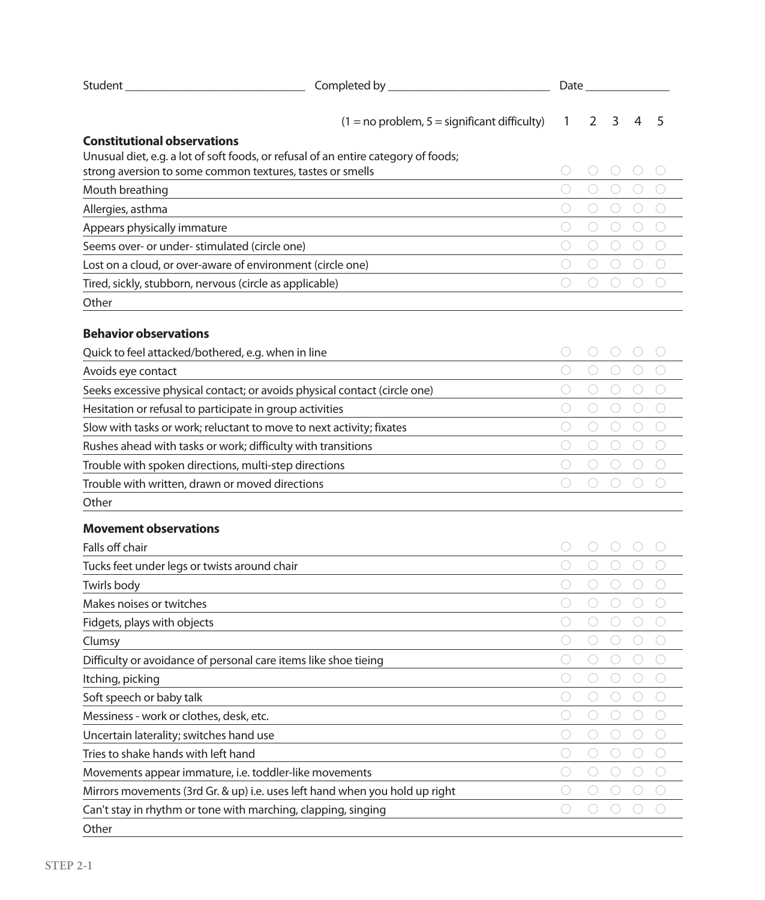Student ______________________________ Completed by ___________________________ Date ______________

| (1 = no problem, 5 = significant difficulty) | 1 | 2 | 3 | 4 | 5 |
|---|---|---|---|---|---|
| **Constitutional observations** | | | | | |
| Unusual diet, e.g. a lot of soft foods, or refusal of an entire category of foods; strong aversion to some common textures, tastes or smells | ○ | ○ | ○ | ○ | ○ |
| Mouth breathing | ○ | ○ | ○ | ○ | ○ |
| Allergies, asthma | ○ | ○ | ○ | ○ | ○ |
| Appears physically immature | ○ | ○ | ○ | ○ | ○ |
| Seems over- or under- stimulated (circle one) | ○ | ○ | ○ | ○ | ○ |
| Lost on a cloud, or over-aware of environment (circle one) | ○ | ○ | ○ | ○ | ○ |
| Tired, sickly, stubborn, nervous (circle as applicable) | ○ | ○ | ○ | ○ | ○ |
| Other | | | | | |
| **Behavior observations** | | | | | |
| Quick to feel attacked/bothered, e.g. when in line | ○ | ○ | ○ | ○ | ○ |
| Avoids eye contact | ○ | ○ | ○ | ○ | ○ |
| Seeks excessive physical contact; or avoids physical contact (circle one) | ○ | ○ | ○ | ○ | ○ |
| Hesitation or refusal to participate in group activities | ○ | ○ | ○ | ○ | ○ |
| Slow with tasks or work; reluctant to move to next activity; fixates | ○ | ○ | ○ | ○ | ○ |
| Rushes ahead with tasks or work; difficulty with transitions | ○ | ○ | ○ | ○ | ○ |
| Trouble with spoken directions, multi-step directions | ○ | ○ | ○ | ○ | ○ |
| Trouble with written, drawn or moved directions | ○ | ○ | ○ | ○ | ○ |
| Other | | | | | |
| **Movement observations** | | | | | |
| Falls off chair | ○ | ○ | ○ | ○ | ○ |
| Tucks feet under legs or twists around chair | ○ | ○ | ○ | ○ | ○ |
| Twirls body | ○ | ○ | ○ | ○ | ○ |
| Makes noises or twitches | ○ | ○ | ○ | ○ | ○ |
| Fidgets, plays with objects | ○ | ○ | ○ | ○ | ○ |
| Clumsy | ○ | ○ | ○ | ○ | ○ |
| Difficulty or avoidance of personal care items like shoe tieing | ○ | ○ | ○ | ○ | ○ |
| Itching, picking | ○ | ○ | ○ | ○ | ○ |
| Soft speech or baby talk | ○ | ○ | ○ | ○ | ○ |
| Messiness - work or clothes, desk, etc. | ○ | ○ | ○ | ○ | ○ |
| Uncertain laterality; switches hand use | ○ | ○ | ○ | ○ | ○ |
| Tries to shake hands with left hand | ○ | ○ | ○ | ○ | ○ |
| Movements appear immature, i.e. toddler-like movements | ○ | ○ | ○ | ○ | ○ |
| Mirrors movements (3rd Gr. & up) i.e. uses left hand when you hold up right | ○ | ○ | ○ | ○ | ○ |
| Can't stay in rhythm or tone with marching, clapping, singing | ○ | ○ | ○ | ○ | ○ |
| Other | | | | | |

STEP 2-1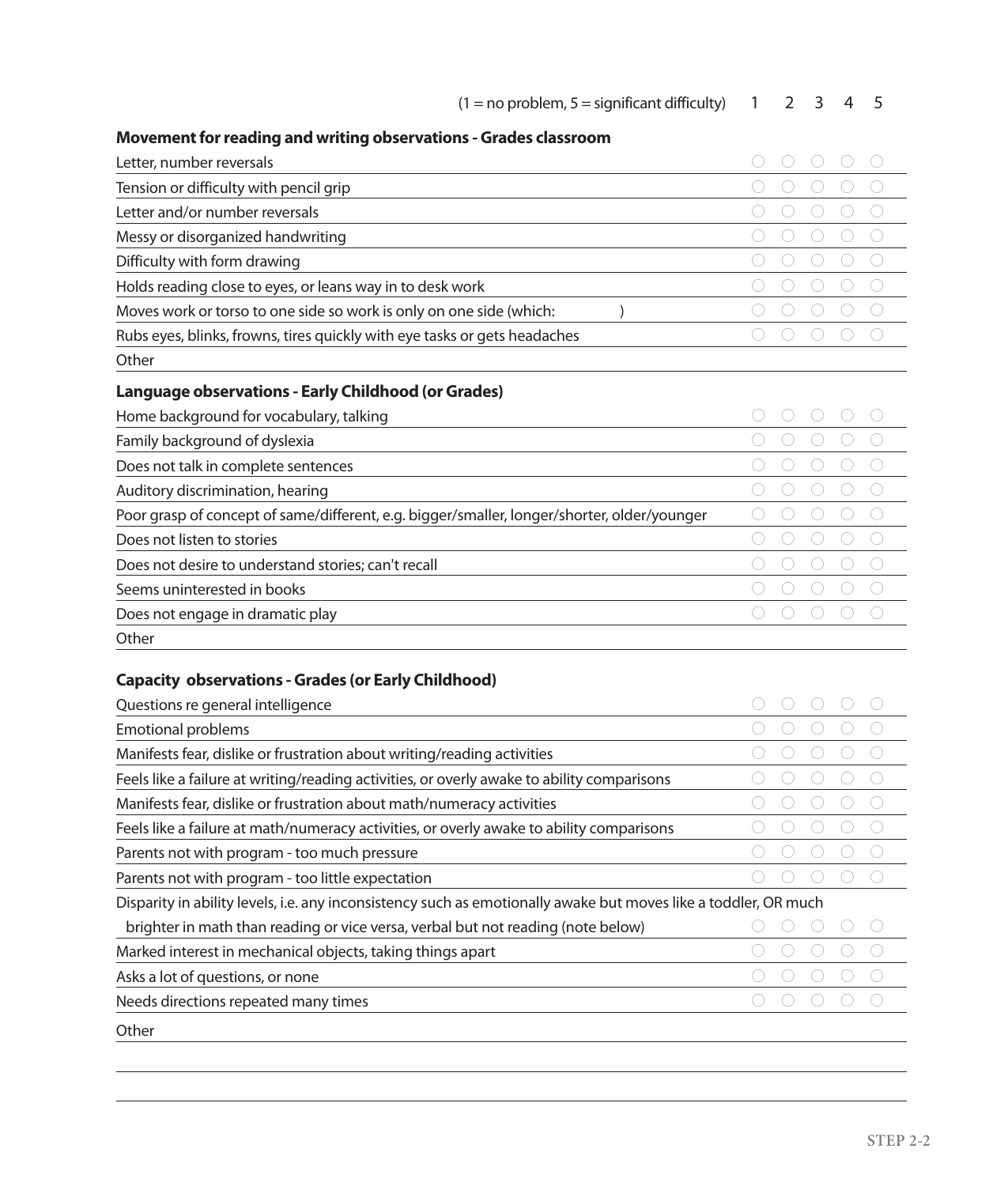| (1 = no problem, 5 = significant difficulty) | 1 | 2 | 3 | 4 | 5 |
|---|---|---|---|---|---|
| **Movement for reading and writing observations - Grades classroom** | | | | | |
| Letter, number reversals | ○ | ○ | ○ | ○ | ○ |
| Tension or difficulty with pencil grip | ○ | ○ | ○ | ○ | ○ |
| Letter and/or number reversals | ○ | ○ | ○ | ○ | ○ |
| Messy or disorganized handwriting | ○ | ○ | ○ | ○ | ○ |
| Difficulty with form drawing | ○ | ○ | ○ | ○ | ○ |
| Holds reading close to eyes, or leans way in to desk work | ○ | ○ | ○ | ○ | ○ |
| Moves work or torso to one side so work is only on one side (which: ) | ○ | ○ | ○ | ○ | ○ |
| Rubs eyes, blinks, frowns, tires quickly with eye tasks or gets headaches | ○ | ○ | ○ | ○ | ○ |
| Other | | | | | |
| **Language observations - Early Childhood (or Grades)** | | | | | |
| Home background for vocabulary, talking | ○ | ○ | ○ | ○ | ○ |
| Family background of dyslexia | ○ | ○ | ○ | ○ | ○ |
| Does not talk in complete sentences | ○ | ○ | ○ | ○ | ○ |
| Auditory discrimination, hearing | ○ | ○ | ○ | ○ | ○ |
| Poor grasp of concept of same/different, e.g. bigger/smaller, longer/shorter, older/younger | ○ | ○ | ○ | ○ | ○ |
| Does not listen to stories | ○ | ○ | ○ | ○ | ○ |
| Does not desire to understand stories; can't recall | ○ | ○ | ○ | ○ | ○ |
| Seems uninterested in books | ○ | ○ | ○ | ○ | ○ |
| Does not engage in dramatic play | ○ | ○ | ○ | ○ | ○ |
| Other | | | | | |
| **Capacity observations - Grades (or Early Childhood)** | | | | | |
| Questions re general intelligence | ○ | ○ | ○ | ○ | ○ |
| Emotional problems | ○ | ○ | ○ | ○ | ○ |
| Manifests fear, dislike or frustration about writing/reading activities | ○ | ○ | ○ | ○ | ○ |
| Feels like a failure at writing/reading activities, or overly awake to ability comparisons | ○ | ○ | ○ | ○ | ○ |
| Manifests fear, dislike or frustration about math/numeracy activities | ○ | ○ | ○ | ○ | ○ |
| Feels like a failure at math/numeracy activities, or overly awake to ability comparisons | ○ | ○ | ○ | ○ | ○ |
| Parents not with program - too much pressure | ○ | ○ | ○ | ○ | ○ |
| Parents not with program - too little expectation | ○ | ○ | ○ | ○ | ○ |
| Disparity in ability levels, i.e. any inconsistency such as emotionally awake but moves like a toddler, OR much brighter in math than reading or vice versa, verbal but not reading (note below) | ○ | ○ | ○ | ○ | ○ |
| Marked interest in mechanical objects, taking things apart | ○ | ○ | ○ | ○ | ○ |
| Asks a lot of questions, or none | ○ | ○ | ○ | ○ | ○ |
| Needs directions repeated many times | ○ | ○ | ○ | ○ | ○ |
| Other | | | | | |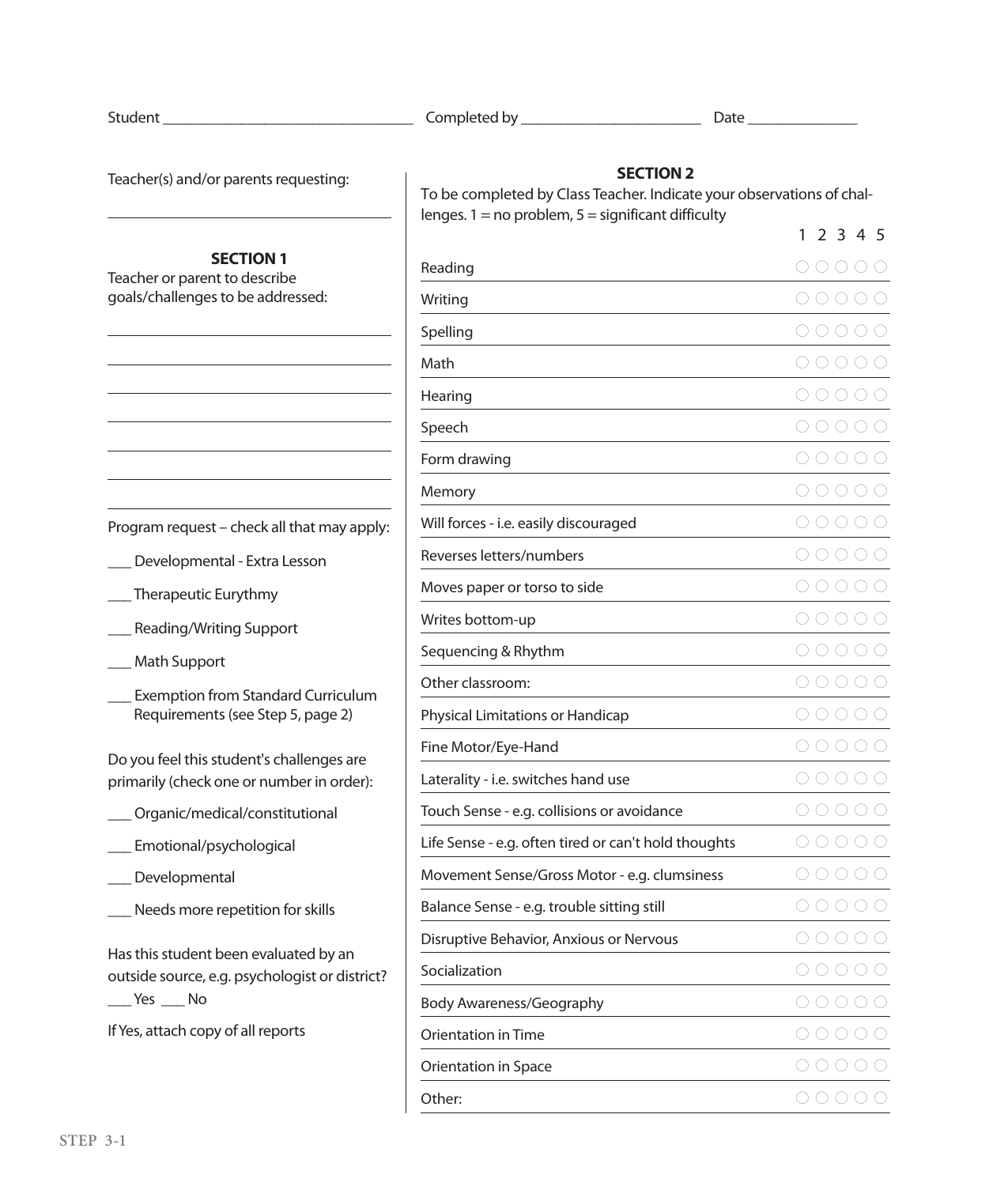Student ________________________________ Completed by _______________________ Date ______________

Teacher(s) and/or parents requesting:

___________________________________

## SECTION 1

Teacher or parent to describe goals/challenges to be addressed:

___________________________________

___________________________________

___________________________________

___________________________________

___________________________________

___________________________________

___________________________________

Program request – check all that may apply:

___ Developmental - Extra Lesson

___ Therapeutic Eurythmy

___ Reading/Writing Support

___ Math Support

___ Exemption from Standard Curriculum Requirements (see Step 5, page 2)

Do you feel this student's challenges are primarily (check one or number in order):

___ Organic/medical/constitutional

___ Emotional/psychological

___ Developmental

___ Needs more repetition for skills

Has this student been evaluated by an outside source, e.g. psychologist or district?
___ Yes ___ No

If Yes, attach copy of all reports

## SECTION 2

To be completed by Class Teacher. Indicate your observations of challenges. 1 = no problem, 5 = significant difficulty

| | 1 | 2 | 3 | 4 | 5 |
|---|---|---|---|---|---|
| Reading | ○ | ○ | ○ | ○ | ○ |
| Writing | ○ | ○ | ○ | ○ | ○ |
| Spelling | ○ | ○ | ○ | ○ | ○ |
| Math | ○ | ○ | ○ | ○ | ○ |
| Hearing | ○ | ○ | ○ | ○ | ○ |
| Speech | ○ | ○ | ○ | ○ | ○ |
| Form drawing | ○ | ○ | ○ | ○ | ○ |
| Memory | ○ | ○ | ○ | ○ | ○ |
| Will forces - i.e. easily discouraged | ○ | ○ | ○ | ○ | ○ |
| Reverses letters/numbers | ○ | ○ | ○ | ○ | ○ |
| Moves paper or torso to side | ○ | ○ | ○ | ○ | ○ |
| Writes bottom-up | ○ | ○ | ○ | ○ | ○ |
| Sequencing & Rhythm | ○ | ○ | ○ | ○ | ○ |
| Other classroom: | ○ | ○ | ○ | ○ | ○ |
| Physical Limitations or Handicap | ○ | ○ | ○ | ○ | ○ |
| Fine Motor/Eye-Hand | ○ | ○ | ○ | ○ | ○ |
| Laterality - i.e. switches hand use | ○ | ○ | ○ | ○ | ○ |
| Touch Sense - e.g. collisions or avoidance | ○ | ○ | ○ | ○ | ○ |
| Life Sense - e.g. often tired or can't hold thoughts | ○ | ○ | ○ | ○ | ○ |
| Movement Sense/Gross Motor - e.g. clumsiness | ○ | ○ | ○ | ○ | ○ |
| Balance Sense - e.g. trouble sitting still | ○ | ○ | ○ | ○ | ○ |
| Disruptive Behavior, Anxious or Nervous | ○ | ○ | ○ | ○ | ○ |
| Socialization | ○ | ○ | ○ | ○ | ○ |
| Body Awareness/Geography | ○ | ○ | ○ | ○ | ○ |
| Orientation in Time | ○ | ○ | ○ | ○ | ○ |
| Orientation in Space | ○ | ○ | ○ | ○ | ○ |
| Other: | ○ | ○ | ○ | ○ | ○ |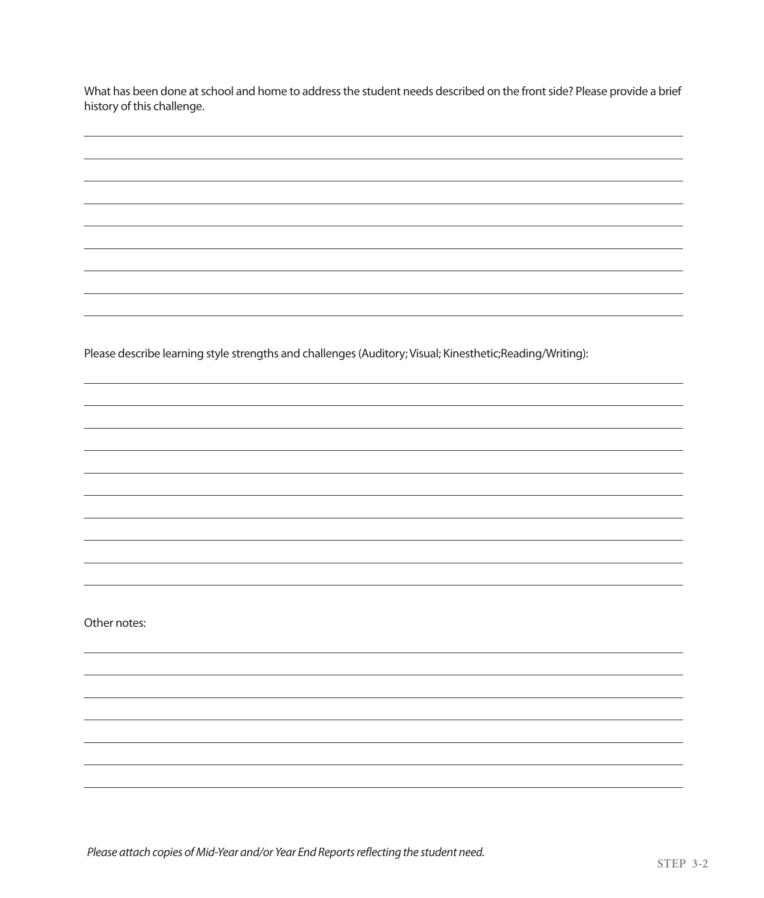What has been done at school and home to address the student needs described on the front side? Please provide a brief history of this challenge.

Please describe learning style strengths and challenges (Auditory; Visual; Kinesthetic;Reading/Writing):

Other notes:

*Please attach copies of Mid-Year and/or Year End Reports reflecting the student need.*

STEP 3-2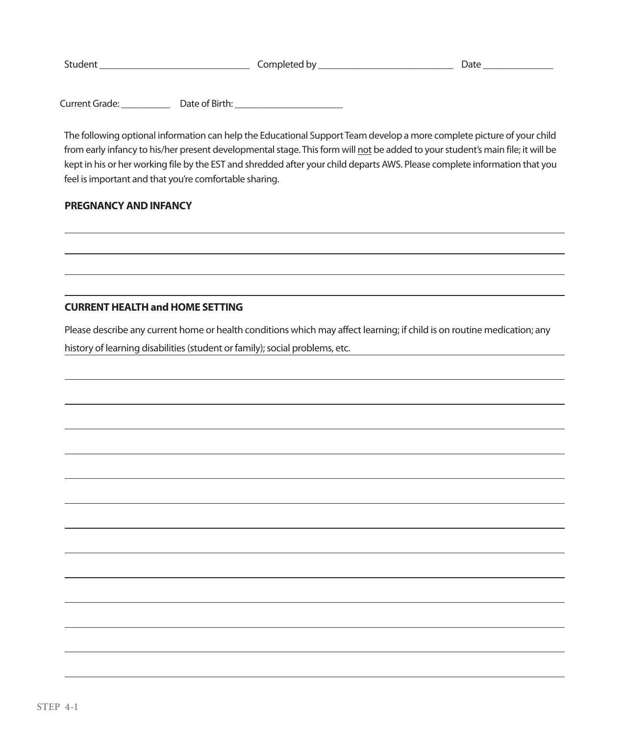Student _______________________________ Completed by ____________________________ Date _______________

Current Grade: ___________ Date of Birth: _______________________

The following optional information can help the Educational Support Team develop a more complete picture of your child from early infancy to his/her present developmental stage. This form will not be added to your student's main file; it will be kept in his or her working file by the EST and shredded after your child departs AWS. Please complete information that you feel is important and that you're comfortable sharing.

**PREGNANCY AND INFANCY**

______________________________________________________________________________

______________________________________________________________________________

______________________________________________________________________________

______________________________________________________________________________

**CURRENT HEALTH and HOME SETTING**

Please describe any current home or health conditions which may affect learning; if child is on routine medication; any history of learning disabilities (student or family); social problems, etc.

______________________________________________________________________________

______________________________________________________________________________

______________________________________________________________________________

______________________________________________________________________________

______________________________________________________________________________

______________________________________________________________________________

______________________________________________________________________________

______________________________________________________________________________

______________________________________________________________________________

______________________________________________________________________________

______________________________________________________________________________

______________________________________________________________________________

______________________________________________________________________________

STEP 4-1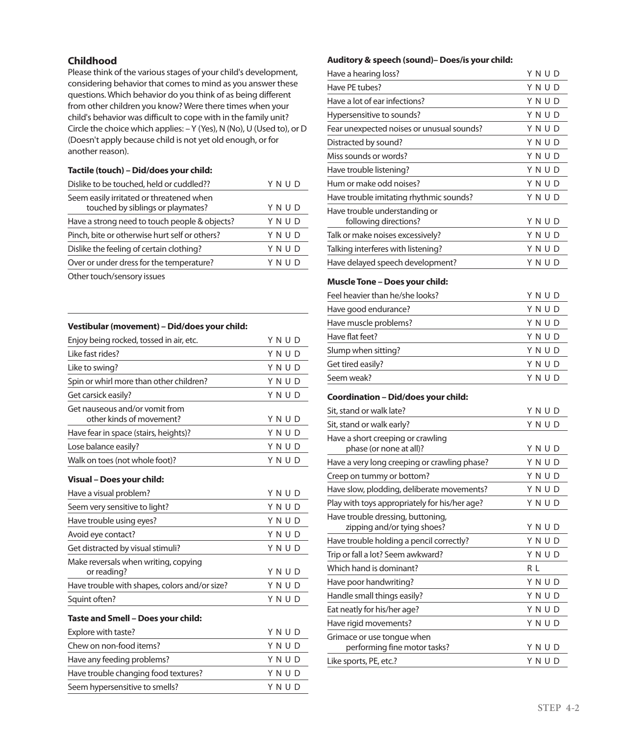## Childhood

Please think of the various stages of your child's development, considering behavior that comes to mind as you answer these questions. Which behavior do you think of as being different from other children you know? Were there times when your child's behavior was difficult to cope with in the family unit? Circle the choice which applies: – Y (Yes), N (No), U (Used to), or D (Doesn't apply because child is not yet old enough, or for another reason).

**Tactile (touch) – Did/does your child:**

| | |
|---|---|
| Dislike to be touched, held or cuddled?? | Y N U D |
| Seem easily irritated or threatened when touched by siblings or playmates? | Y N U D |
| Have a strong need to touch people & objects? | Y N U D |
| Pinch, bite or otherwise hurt self or others? | Y N U D |
| Dislike the feeling of certain clothing? | Y N U D |
| Over or under dress for the temperature? | Y N U D |

Other touch/sensory issues

**Vestibular (movement) – Did/does your child:**

| | |
|---|---|
| Enjoy being rocked, tossed in air, etc. | Y N U D |
| Like fast rides? | Y N U D |
| Like to swing? | Y N U D |
| Spin or whirl more than other children? | Y N U D |
| Get carsick easily? | Y N U D |
| Get nauseous and/or vomit from other kinds of movement? | Y N U D |
| Have fear in space (stairs, heights)? | Y N U D |
| Lose balance easily? | Y N U D |
| Walk on toes (not whole foot)? | Y N U D |

**Visual – Does your child:**

| | |
|---|---|
| Have a visual problem? | Y N U D |
| Seem very sensitive to light? | Y N U D |
| Have trouble using eyes? | Y N U D |
| Avoid eye contact? | Y N U D |
| Get distracted by visual stimuli? | Y N U D |
| Make reversals when writing, copying or reading? | Y N U D |
| Have trouble with shapes, colors and/or size? | Y N U D |
| Squint often? | Y N U D |

**Taste and Smell – Does your child:**

| | |
|---|---|
| Explore with taste? | Y N U D |
| Chew on non-food items? | Y N U D |
| Have any feeding problems? | Y N U D |
| Have trouble changing food textures? | Y N U D |
| Seem hypersensitive to smells? | Y N U D |

**Auditory & speech (sound)– Does/is your child:**

| | |
|---|---|
| Have a hearing loss? | Y N U D |
| Have PE tubes? | Y N U D |
| Have a lot of ear infections? | Y N U D |
| Hypersensitive to sounds? | Y N U D |
| Fear unexpected noises or unusual sounds? | Y N U D |
| Distracted by sound? | Y N U D |
| Miss sounds or words? | Y N U D |
| Have trouble listening? | Y N U D |
| Hum or make odd noises? | Y N U D |
| Have trouble imitating rhythmic sounds? | Y N U D |
| Have trouble understanding or following directions? | Y N U D |
| Talk or make noises excessively? | Y N U D |
| Talking interferes with listening? | Y N U D |
| Have delayed speech development? | Y N U D |

**Muscle Tone – Does your child:**

| | |
|---|---|
| Feel heavier than he/she looks? | Y N U D |
| Have good endurance? | Y N U D |
| Have muscle problems? | Y N U D |
| Have flat feet? | Y N U D |
| Slump when sitting? | Y N U D |
| Get tired easily? | Y N U D |
| Seem weak? | Y N U D |

**Coordination – Did/does your child:**

| | |
|---|---|
| Sit, stand or walk late? | Y N U D |
| Sit, stand or walk early? | Y N U D |
| Have a short creeping or crawling phase (or none at all)? | Y N U D |
| Have a very long creeping or crawling phase? | Y N U D |
| Creep on tummy or bottom? | Y N U D |
| Have slow, plodding, deliberate movements? | Y N U D |
| Play with toys appropriately for his/her age? | Y N U D |
| Have trouble dressing, buttoning, zipping and/or tying shoes? | Y N U D |
| Have trouble holding a pencil correctly? | Y N U D |
| Trip or fall a lot? Seem awkward? | Y N U D |
| Which hand is dominant? | R L |
| Have poor handwriting? | Y N U D |
| Handle small things easily? | Y N U D |
| Eat neatly for his/her age? | Y N U D |
| Have rigid movements? | Y N U D |
| Grimace or use tongue when performing fine motor tasks? | Y N U D |
| Like sports, PE, etc.? | Y N U D |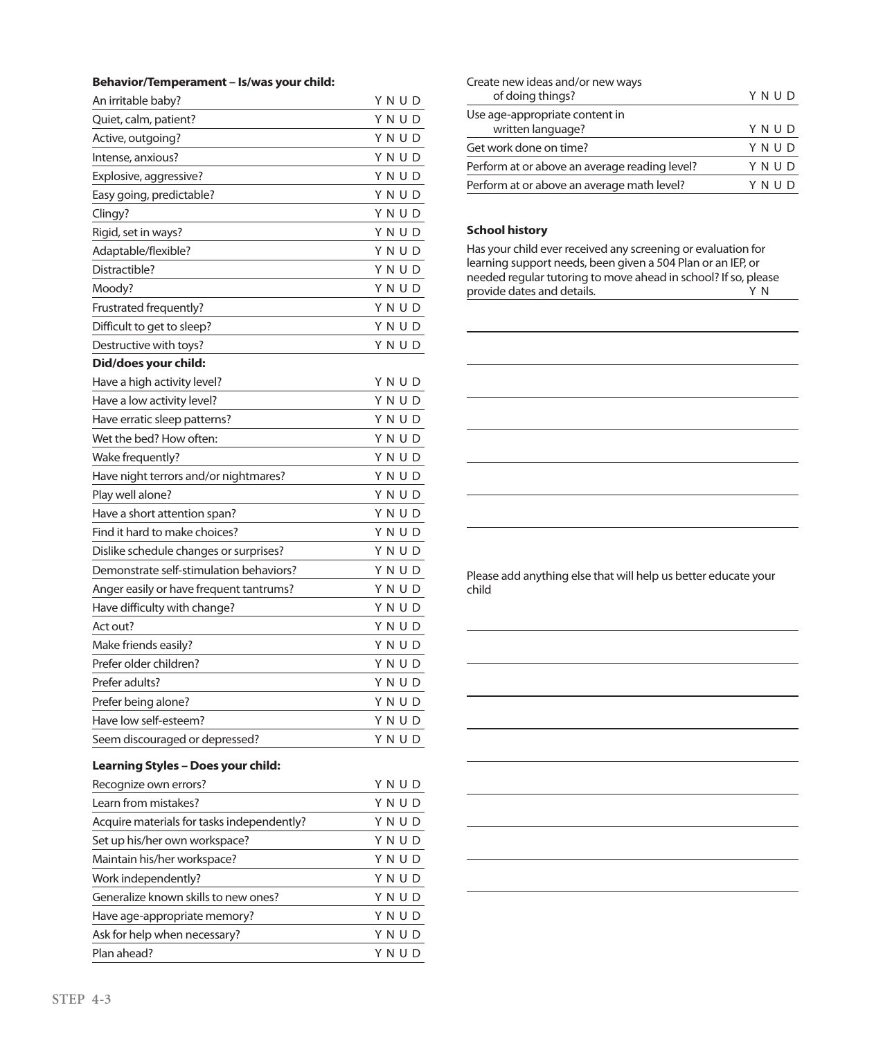**Behavior/Temperament – Is/was your child:**

| | |
|---|---|
| An irritable baby? | Y N U D |
| Quiet, calm, patient? | Y N U D |
| Active, outgoing? | Y N U D |
| Intense, anxious? | Y N U D |
| Explosive, aggressive? | Y N U D |
| Easy going, predictable? | Y N U D |
| Clingy? | Y N U D |
| Rigid, set in ways? | Y N U D |
| Adaptable/flexible? | Y N U D |
| Distractible? | Y N U D |
| Moody? | Y N U D |
| Frustrated frequently? | Y N U D |
| Difficult to get to sleep? | Y N U D |
| Destructive with toys? | Y N U D |

**Did/does your child:**

| | |
|---|---|
| Have a high activity level? | Y N U D |
| Have a low activity level? | Y N U D |
| Have erratic sleep patterns? | Y N U D |
| Wet the bed? How often: | Y N U D |
| Wake frequently? | Y N U D |
| Have night terrors and/or nightmares? | Y N U D |
| Play well alone? | Y N U D |
| Have a short attention span? | Y N U D |
| Find it hard to make choices? | Y N U D |
| Dislike schedule changes or surprises? | Y N U D |
| Demonstrate self-stimulation behaviors? | Y N U D |
| Anger easily or have frequent tantrums? | Y N U D |
| Have difficulty with change? | Y N U D |
| Act out? | Y N U D |
| Make friends easily? | Y N U D |
| Prefer older children? | Y N U D |
| Prefer adults? | Y N U D |
| Prefer being alone? | Y N U D |
| Have low self-esteem? | Y N U D |
| Seem discouraged or depressed? | Y N U D |

**Learning Styles – Does your child:**

| | |
|---|---|
| Recognize own errors? | Y N U D |
| Learn from mistakes? | Y N U D |
| Acquire materials for tasks independently? | Y N U D |
| Set up his/her own workspace? | Y N U D |
| Maintain his/her workspace? | Y N U D |
| Work independently? | Y N U D |
| Generalize known skills to new ones? | Y N U D |
| Have age-appropriate memory? | Y N U D |
| Ask for help when necessary? | Y N U D |
| Plan ahead? | Y N U D |
| Create new ideas and/or new ways of doing things? | Y N U D |
| Use age-appropriate content in written language? | Y N U D |
| Get work done on time? | Y N U D |
| Perform at or above an average reading level? | Y N U D |
| Perform at or above an average math level? | Y N U D |

**School history**

Has your child ever received any screening or evaluation for learning support needs, been given a 504 Plan or an IEP, or needed regular tutoring to move ahead in school? If so, please provide dates and details. Y N

Please add anything else that will help us better educate your child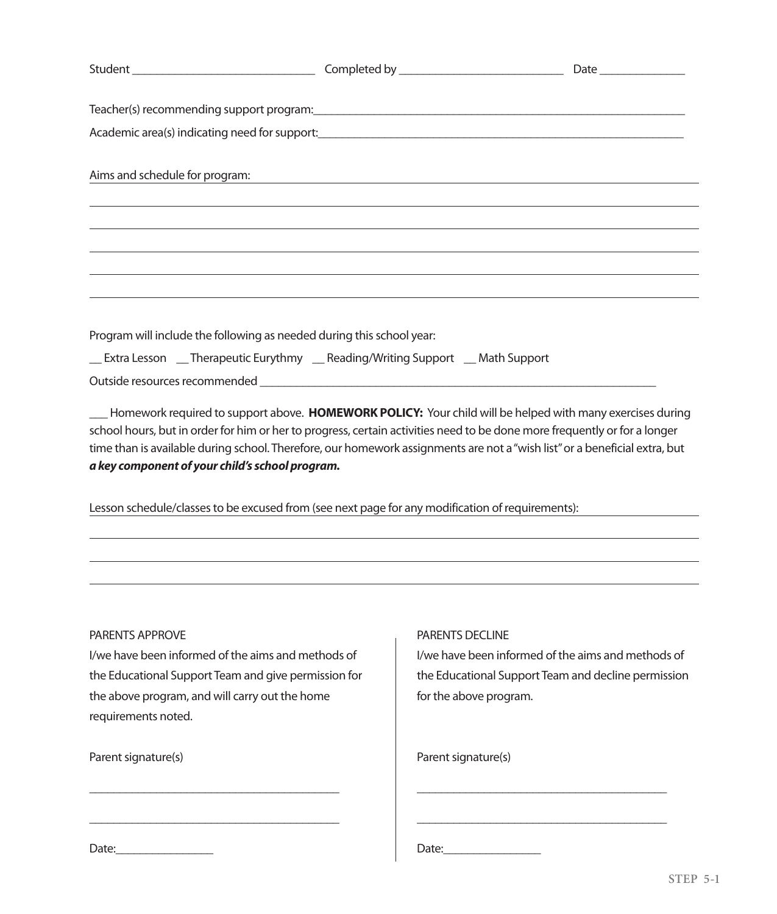Student ______________________________ Completed by ___________________________ Date ______________

Teacher(s) recommending support program:_______________________________________________________________

Academic area(s) indicating need for support:____________________________________________________________

Aims and schedule for program: ______________________________________________________________________

_____________________________________________________________________________________________

_____________________________________________________________________________________________

_____________________________________________________________________________________________

_____________________________________________________________________________________________

_____________________________________________________________________________________________

Program will include the following as needed during this school year:

__ Extra Lesson __ Therapeutic Eurythmy __ Reading/Writing Support __ Math Support

Outside resources recommended ____________________________________________________________________

___ Homework required to support above. **HOMEWORK POLICY:** Your child will be helped with many exercises during school hours, but in order for him or her to progress, certain activities need to be done more frequently or for a longer time than is available during school. Therefore, our homework assignments are not a "wish list" or a beneficial extra, but ***a key component of your child's school program.***

Lesson schedule/classes to be excused from (see next page for any modification of requirements): ______________

_____________________________________________________________________________________________

_____________________________________________________________________________________________

_____________________________________________________________________________________________

PARENTS APPROVE

I/we have been informed of the aims and methods of the Educational Support Team and give permission for the above program, and will carry out the home requirements noted.

Parent signature(s)

__________________________________________

__________________________________________

Date:________________

PARENTS DECLINE

I/we have been informed of the aims and methods of the Educational Support Team and decline permission for the above program.

Parent signature(s)

__________________________________________

__________________________________________

Date:________________

STEP 5-1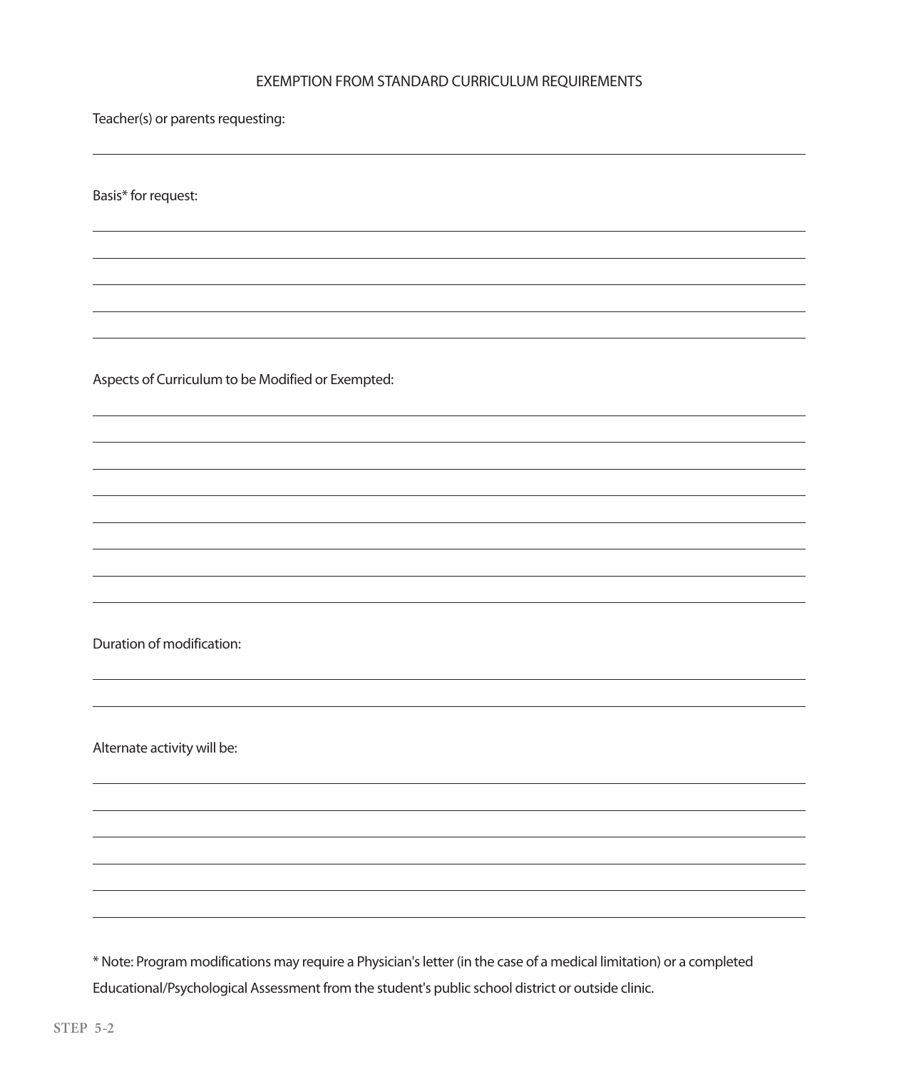# EXEMPTION FROM STANDARD CURRICULUM REQUIREMENTS

Teacher(s) or parents requesting:

______________________________________________________________________

Basis* for request:

______________________________________________________________________

______________________________________________________________________

______________________________________________________________________

______________________________________________________________________

______________________________________________________________________

Aspects of Curriculum to be Modified or Exempted:

______________________________________________________________________

______________________________________________________________________

______________________________________________________________________

______________________________________________________________________

______________________________________________________________________

______________________________________________________________________

______________________________________________________________________

______________________________________________________________________

Duration of modification:

______________________________________________________________________

______________________________________________________________________

Alternate activity will be:

______________________________________________________________________

______________________________________________________________________

______________________________________________________________________

______________________________________________________________________

______________________________________________________________________

______________________________________________________________________

* Note: Program modifications may require a Physician's letter (in the case of a medical limitation) or a completed Educational/Psychological Assessment from the student's public school district or outside clinic.

STEP 5-2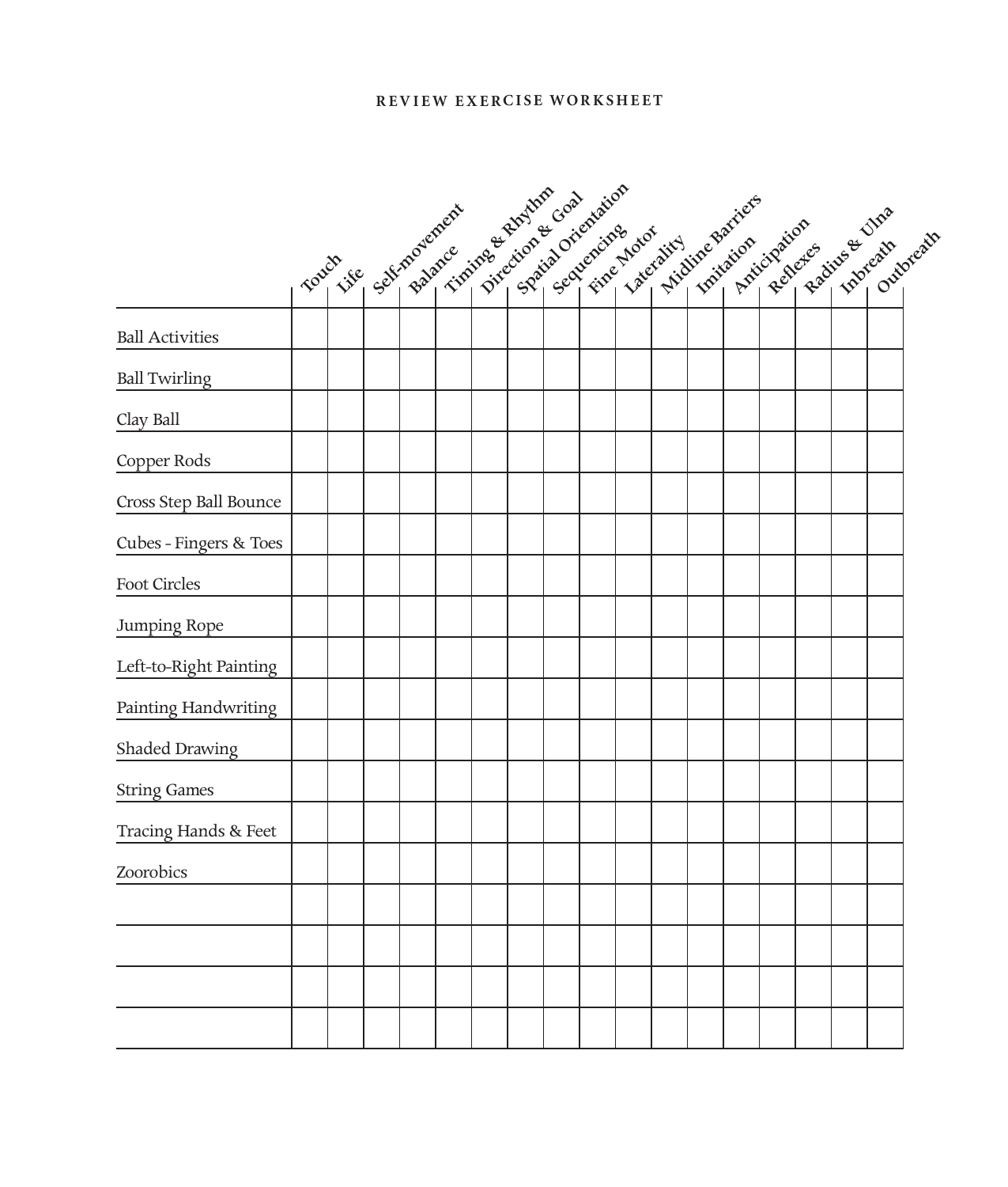REVIEW EXERCISE WORKSHEET

| | Touch | Life | Self-movement | Balance | Timing & Rhythm | Direction & Goal | Spatial Orientation | Sequencing | Fine Motor | Laterality | Midline Barriers | Imitation | Anticipation | Reflexes | Radius & Ulna | Inbreath | Outbreath |
|---|---|---|---|---|---|---|---|---|---|---|---|---|---|---|---|---|---|
| Ball Activities | | | | | | | | | | | | | | | | | |
| Ball Twirling | | | | | | | | | | | | | | | | | |
| Clay Ball | | | | | | | | | | | | | | | | | |
| Copper Rods | | | | | | | | | | | | | | | | | |
| Cross Step Ball Bounce | | | | | | | | | | | | | | | | | |
| Cubes - Fingers & Toes | | | | | | | | | | | | | | | | | |
| Foot Circles | | | | | | | | | | | | | | | | | |
| Jumping Rope | | | | | | | | | | | | | | | | | |
| Left-to-Right Painting | | | | | | | | | | | | | | | | | |
| Painting Handwriting | | | | | | | | | | | | | | | | | |
| Shaded Drawing | | | | | | | | | | | | | | | | | |
| String Games | | | | | | | | | | | | | | | | | |
| Tracing Hands & Feet | | | | | | | | | | | | | | | | | |
| Zoorobics | | | | | | | | | | | | | | | | | |
| | | | | | | | | | | | | | | | | | |
| | | | | | | | | | | | | | | | | | |
| | | | | | | | | | | | | | | | | | |
| | | | | | | | | | | | | | | | | | |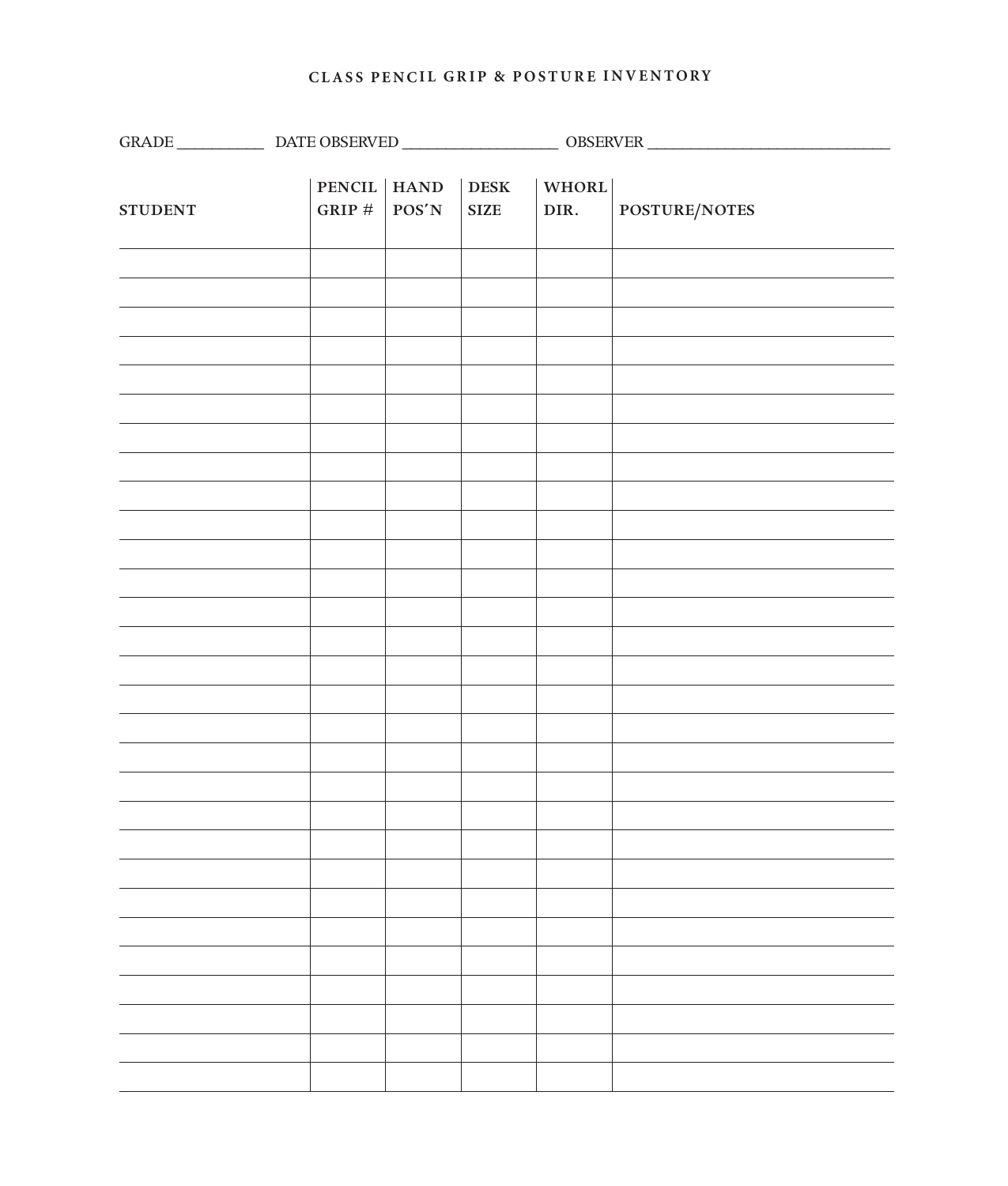# CLASS PENCIL GRIP & POSTURE INVENTORY

GRADE ___________ DATE OBSERVED ____________________ OBSERVER ________________________________

| STUDENT | PENCIL GRIP # | HAND POS'N | DESK SIZE | WHORL DIR. | POSTURE/NOTES |
|---|---|---|---|---|---|
| | | | | | |
| | | | | | |
| | | | | | |
| | | | | | |
| | | | | | |
| | | | | | |
| | | | | | |
| | | | | | |
| | | | | | |
| | | | | | |
| | | | | | |
| | | | | | |
| | | | | | |
| | | | | | |
| | | | | | |
| | | | | | |
| | | | | | |
| | | | | | |
| | | | | | |
| | | | | | |
| | | | | | |
| | | | | | |
| | | | | | |
| | | | | | |
| | | | | | |
| | | | | | |
| | | | | | |
| | | | | | |
| | | | | | |